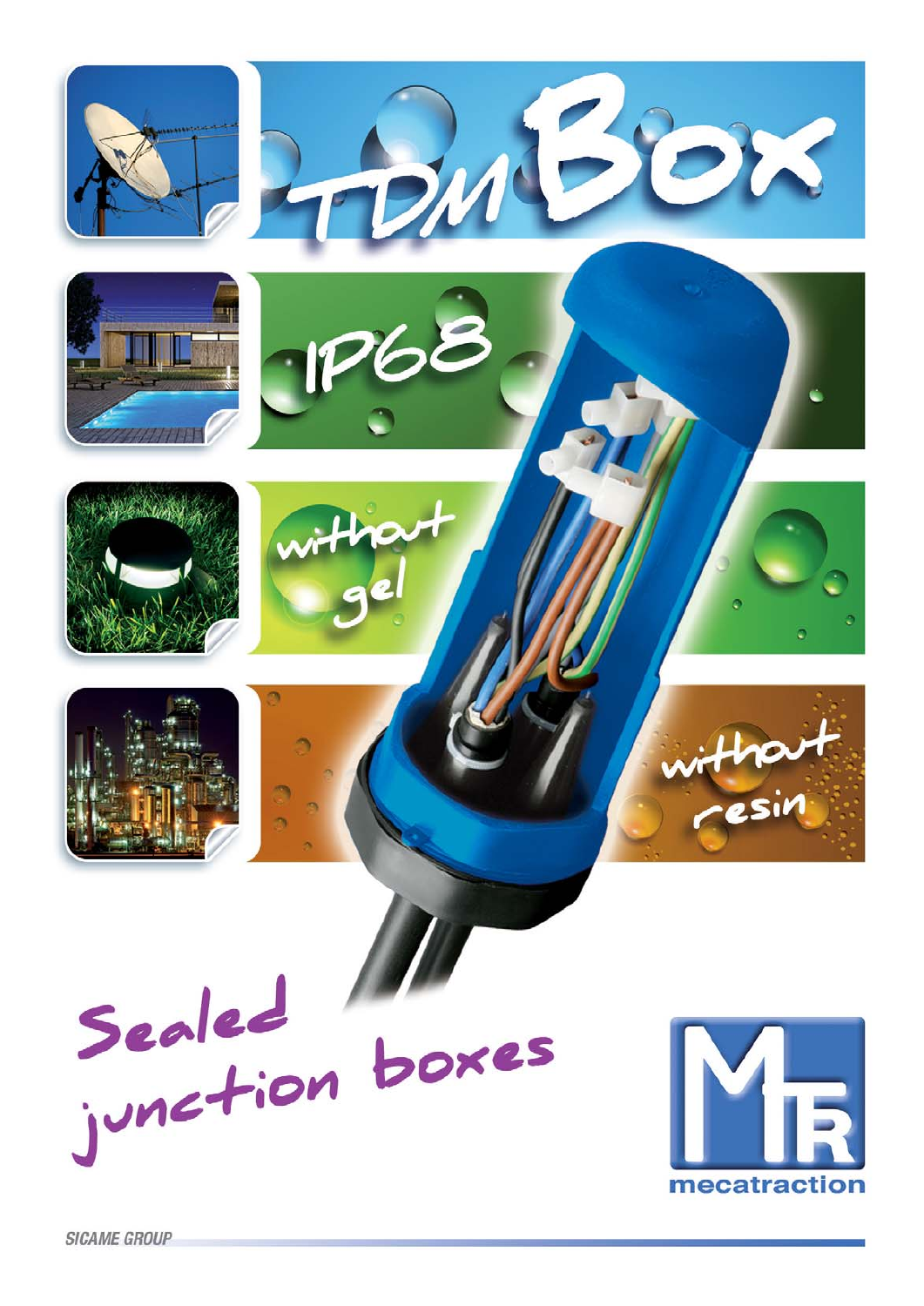# TDM Box

IP68

without gel

without resin

## Sealed junction boxes

mecatraction

SICAME GROUP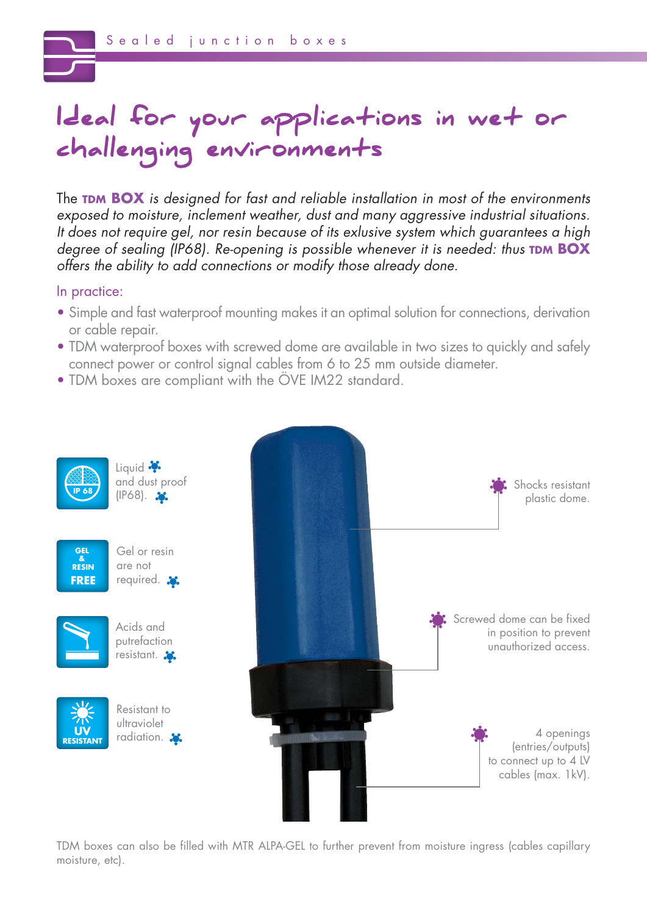# Ideal for your applications in wet or challenging environments

The **TDM BOX** *is designed for fast and reliable installation in most of the environments exposed to moisture, inclement weather, dust and many aggressive industrial situations. It does not require gel, nor resin because of its exlusive system which guarantees a high degree of sealing (IP68). Re-opening is possible whenever it is needed: thus* **TDM BOX** *offers the ability to add connections or modify those already done.*

In practice:

- Simple and fast waterproof mounting makes it an optimal solution for connections, derivation or cable repair.
- TDM waterproof boxes with screwed dome are available in two sizes to quickly and safely connect power or control signal cables from 6 to 25 mm outside diameter.
- TDM boxes are compliant with the ÖVE IM22 standard.

IP 68 — Liquid and dust proof (IP68).

GEL & RESIN FREE — Gel or resin are not required.

Acids and putrefaction resistant.

UV RESISTANT — Resistant to ultraviolet radiation.

Shocks resistant plastic dome.

Screwed dome can be fixed in position to prevent unauthorized access.

4 openings (entries/outputs) to connect up to 4 LV cables (max. 1kV).

TDM boxes can also be filled with MTR ALPA-GEL to further prevent from moisture ingress (cables capillary moisture, etc).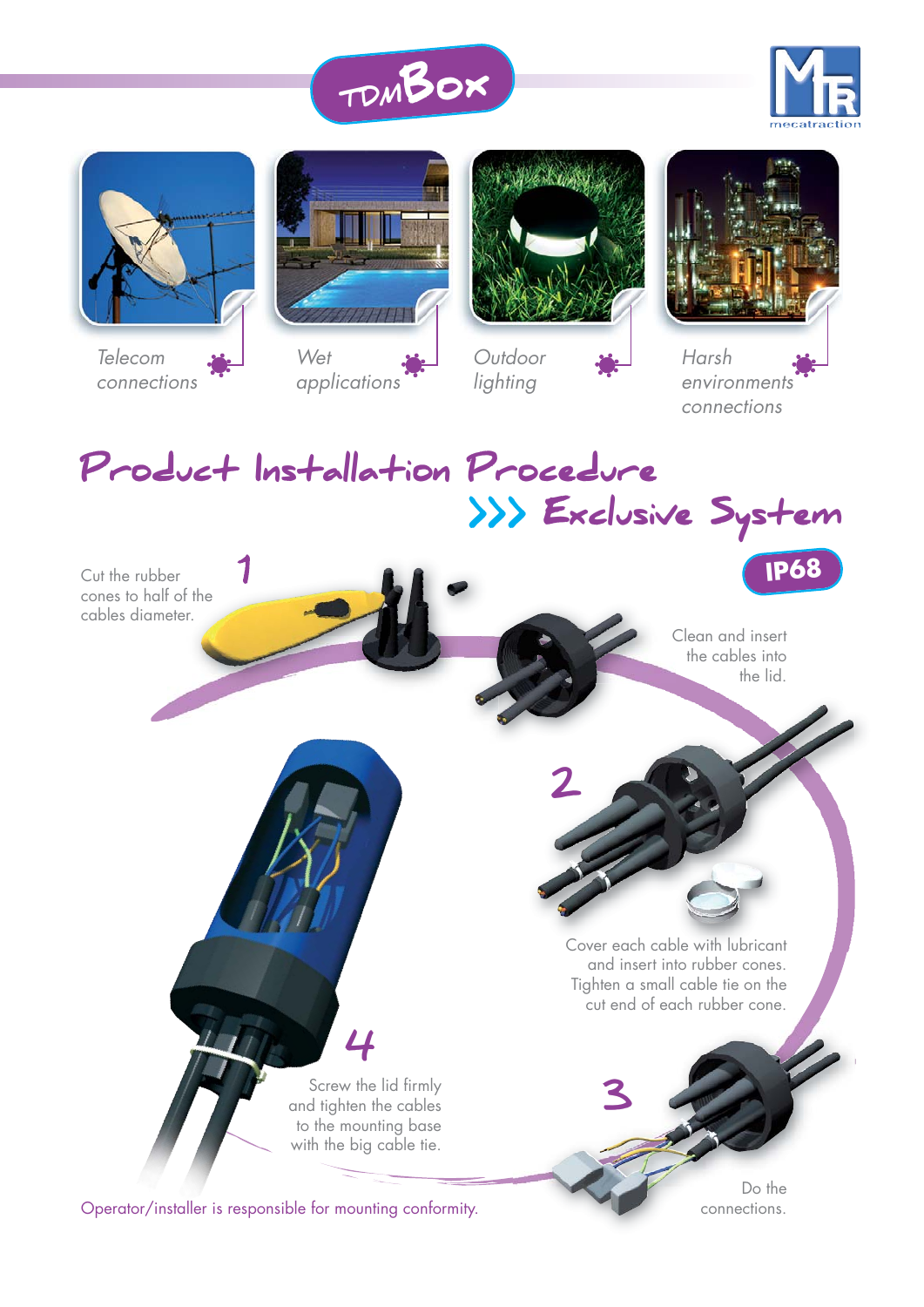# TDMBox

Telecom connections

Wet applications

Outdoor lighting

Harsh environments connections

## Product Installation Procedure

### >>> Exclusive System

**IP68**

**1**

Cut the rubber cones to half of the cables diameter.

Clean and insert the cables into the lid.

**2**

Cover each cable with lubricant and insert into rubber cones. Tighten a small cable tie on the cut end of each rubber cone.

**3**

Do the connections.

**4**

Screw the lid firmly and tighten the cables to the mounting base with the big cable tie.

Operator/installer is responsible for mounting conformity.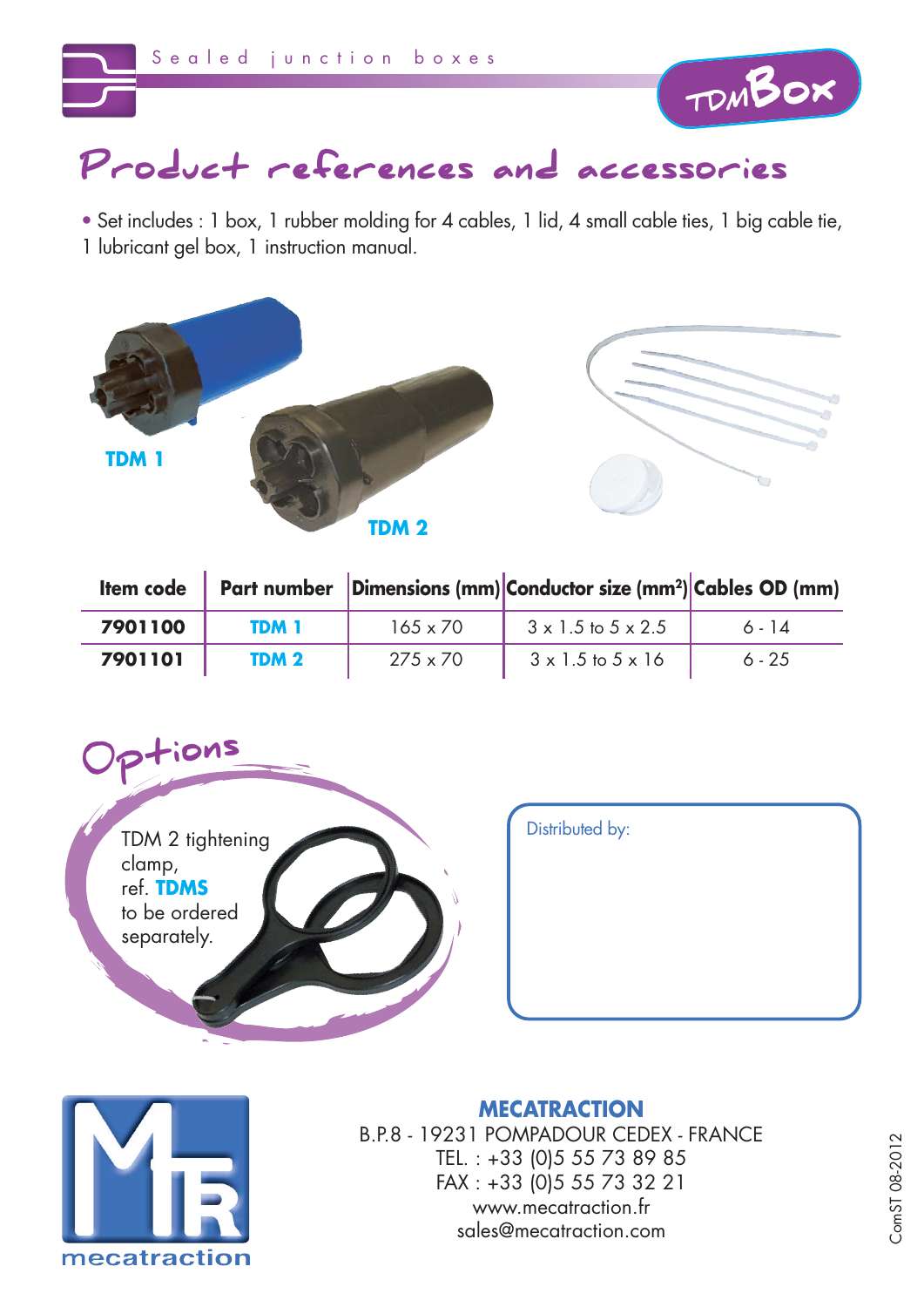Sealed junction boxes

TDMBox

# Product references and accessories

- Set includes : 1 box, 1 rubber molding for 4 cables, 1 lid, 4 small cable ties, 1 big cable tie, 1 lubricant gel box, 1 instruction manual.

**TDM 1**

**TDM 2**

| Item code | Part number | Dimensions (mm) | Conductor size ($mm^2$) | Cables OD (mm) |
|---|---|---|---|---|
| **7901100** | **TDM 1** | 165 x 70 | 3 x 1.5 to 5 x 2.5 | 6 - 14 |
| **7901101** | **TDM 2** | 275 x 70 | 3 x 1.5 to 5 x 16 | 6 - 25 |

## Options

TDM 2 tightening clamp, ref. **TDMS** to be ordered separately.

Distributed by:

mecatraction

**MECATRACTION**
B.P.8 - 19231 POMPADOUR CEDEX - FRANCE
TEL. : +33 (0)5 55 73 89 85
FAX : +33 (0)5 55 73 32 21
www.mecatraction.fr
sales@mecatraction.com

ComST 08-2012